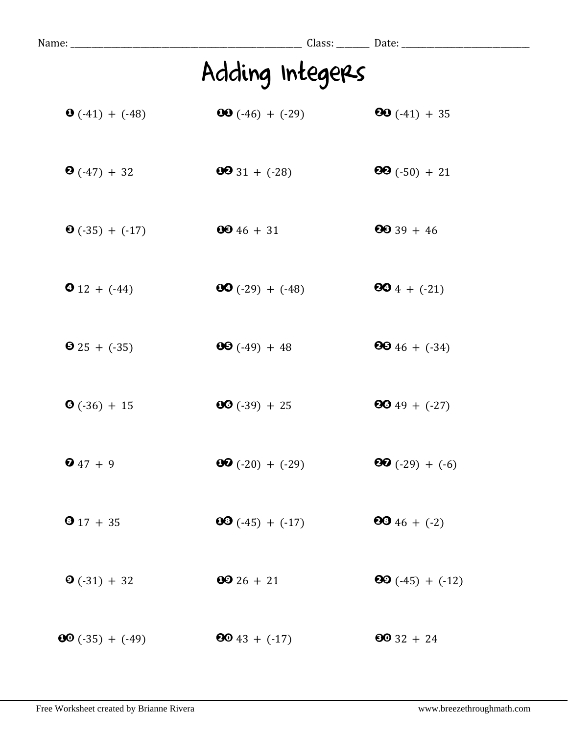Name: ______________________________ Class: ________ Date: ____________________

# Adding Integers

1. (-41) + (-48)
2. (-47) + 32
3. (-35) + (-17)
4. 12 + (-44)
5. 25 + (-35)
6. (-36) + 15
7. 47 + 9
8. 17 + 35
9. (-31) + 32
10. (-35) + (-49)
11. (-46) + (-29)
12. 31 + (-28)
13. 46 + 31
14. (-29) + (-48)
15. (-49) + 48
16. (-39) + 25
17. (-20) + (-29)
18. (-45) + (-17)
19. 26 + 21
20. 43 + (-17)
21. (-41) + 35
22. (-50) + 21
23. 39 + 46
24. 4 + (-21)
25. 46 + (-34)
26. 49 + (-27)
27. (-29) + (-6)
28. 46 + (-2)
29. (-45) + (-12)
30. 32 + 24

Free Worksheet created by Brianne Rivera

www.breezethroughmath.com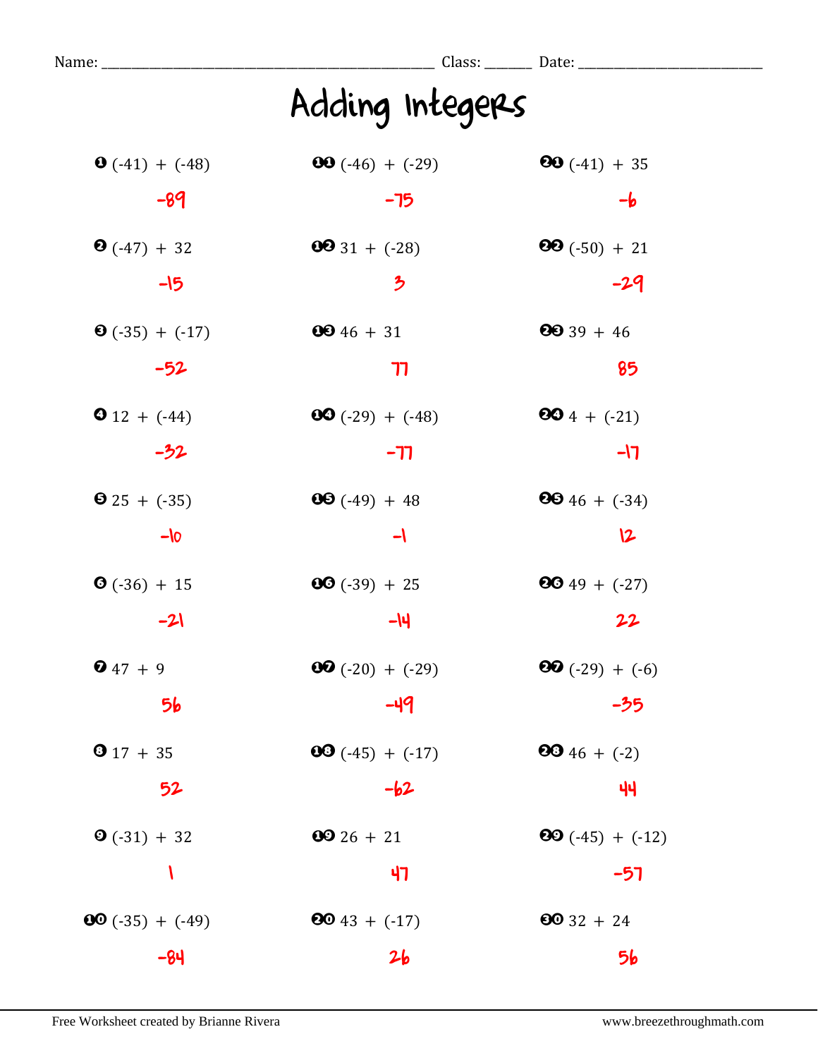Name: _______________ Class: _______ Date: _______________

# Adding Integers

1. $(-41) + (-48)$

   -89

2. $(-47) + 32$

   -15

3. $(-35) + (-17)$

   -52

4. $12 + (-44)$

   -32

5. $25 + (-35)$

   -10

6. $(-36) + 15$

   -21

7. $47 + 9$

   56

8. $17 + 35$

   52

9. $(-31) + 32$

   1

10. $(-35) + (-49)$

    -84

11. $(-46) + (-29)$

    -75

12. $31 + (-28)$

    3

13. $46 + 31$

    77

14. $(-29) + (-48)$

    -77

15. $(-49) + 48$

    -1

16. $(-39) + 25$

    -14

17. $(-20) + (-29)$

    -49

18. $(-45) + (-17)$

    -62

19. $26 + 21$

    47

20. $43 + (-17)$

    26

21. $(-41) + 35$

    -6

22. $(-50) + 21$

    -29

23. $39 + 46$

    85

24. $4 + (-21)$

    -17

25. $46 + (-34)$

    12

26. $49 + (-27)$

    22

27. $(-29) + (-6)$

    -35

28. $46 + (-2)$

    44

29. $(-45) + (-12)$

    -57

30. $32 + 24$

    56

Free Worksheet created by Brianne Rivera www.breezethroughmath.com